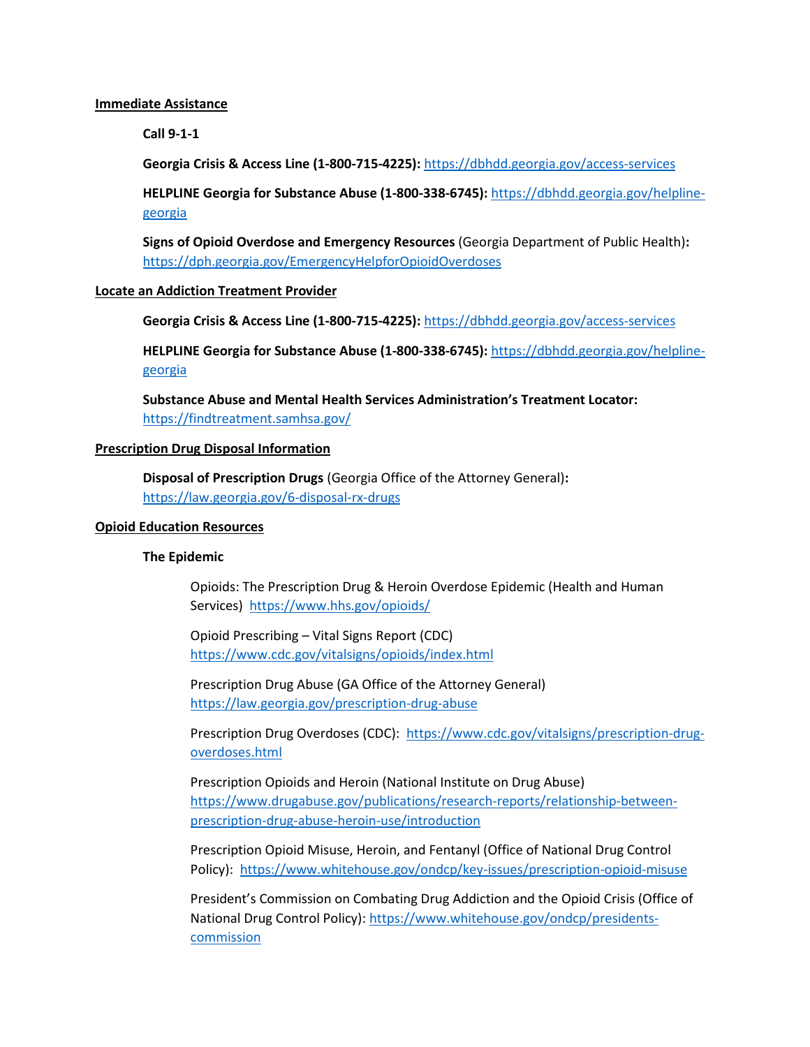## Immediate Assistance

**Call 9-1-1**

**Georgia Crisis & Access Line (1-800-715-4225):** https://dbhdd.georgia.gov/access-services

**HELPLINE Georgia for Substance Abuse (1-800-338-6745):** https://dbhdd.georgia.gov/helpline-georgia

**Signs of Opioid Overdose and Emergency Resources** (Georgia Department of Public Health)**:** https://dph.georgia.gov/EmergencyHelpforOpioidOverdoses

## Locate an Addiction Treatment Provider

**Georgia Crisis & Access Line (1-800-715-4225):** https://dbhdd.georgia.gov/access-services

**HELPLINE Georgia for Substance Abuse (1-800-338-6745):** https://dbhdd.georgia.gov/helpline-georgia

**Substance Abuse and Mental Health Services Administration's Treatment Locator:** https://findtreatment.samhsa.gov/

## Prescription Drug Disposal Information

**Disposal of Prescription Drugs** (Georgia Office of the Attorney General)**:** https://law.georgia.gov/6-disposal-rx-drugs

## Opioid Education Resources

### The Epidemic

Opioids: The Prescription Drug & Heroin Overdose Epidemic (Health and Human Services) https://www.hhs.gov/opioids/

Opioid Prescribing – Vital Signs Report (CDC) https://www.cdc.gov/vitalsigns/opioids/index.html

Prescription Drug Abuse (GA Office of the Attorney General) https://law.georgia.gov/prescription-drug-abuse

Prescription Drug Overdoses (CDC): https://www.cdc.gov/vitalsigns/prescription-drug-overdoses.html

Prescription Opioids and Heroin (National Institute on Drug Abuse) https://www.drugabuse.gov/publications/research-reports/relationship-between-prescription-drug-abuse-heroin-use/introduction

Prescription Opioid Misuse, Heroin, and Fentanyl (Office of National Drug Control Policy): https://www.whitehouse.gov/ondcp/key-issues/prescription-opioid-misuse

President's Commission on Combating Drug Addiction and the Opioid Crisis (Office of National Drug Control Policy): https://www.whitehouse.gov/ondcp/presidents-commission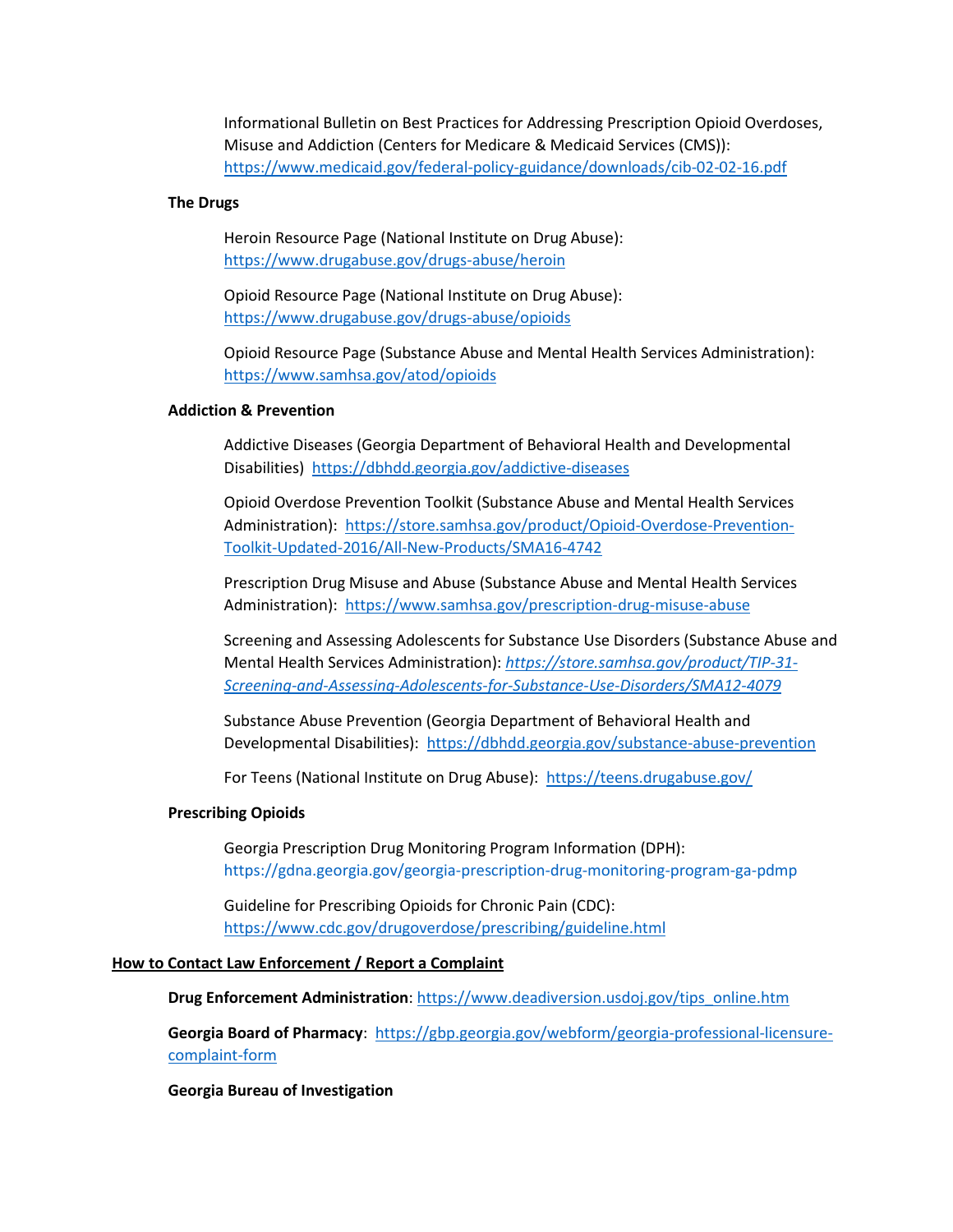Informational Bulletin on Best Practices for Addressing Prescription Opioid Overdoses, Misuse and Addiction (Centers for Medicare & Medicaid Services (CMS)): https://www.medicaid.gov/federal-policy-guidance/downloads/cib-02-02-16.pdf

**The Drugs**

Heroin Resource Page (National Institute on Drug Abuse): https://www.drugabuse.gov/drugs-abuse/heroin

Opioid Resource Page (National Institute on Drug Abuse): https://www.drugabuse.gov/drugs-abuse/opioids

Opioid Resource Page (Substance Abuse and Mental Health Services Administration): https://www.samhsa.gov/atod/opioids

**Addiction & Prevention**

Addictive Diseases (Georgia Department of Behavioral Health and Developmental Disabilities) https://dbhdd.georgia.gov/addictive-diseases

Opioid Overdose Prevention Toolkit (Substance Abuse and Mental Health Services Administration): https://store.samhsa.gov/product/Opioid-Overdose-Prevention-Toolkit-Updated-2016/All-New-Products/SMA16-4742

Prescription Drug Misuse and Abuse (Substance Abuse and Mental Health Services Administration): https://www.samhsa.gov/prescription-drug-misuse-abuse

Screening and Assessing Adolescents for Substance Use Disorders (Substance Abuse and Mental Health Services Administration): *https://store.samhsa.gov/product/TIP-31-Screening-and-Assessing-Adolescents-for-Substance-Use-Disorders/SMA12-4079*

Substance Abuse Prevention (Georgia Department of Behavioral Health and Developmental Disabilities): https://dbhdd.georgia.gov/substance-abuse-prevention

For Teens (National Institute on Drug Abuse): https://teens.drugabuse.gov/

**Prescribing Opioids**

Georgia Prescription Drug Monitoring Program Information (DPH): https://gdna.georgia.gov/georgia-prescription-drug-monitoring-program-ga-pdmp

Guideline for Prescribing Opioids for Chronic Pain (CDC): https://www.cdc.gov/drugoverdose/prescribing/guideline.html

## How to Contact Law Enforcement / Report a Complaint

**Drug Enforcement Administration**: https://www.deadiversion.usdoj.gov/tips_online.htm

**Georgia Board of Pharmacy**: https://gbp.georgia.gov/webform/georgia-professional-licensure-complaint-form

**Georgia Bureau of Investigation**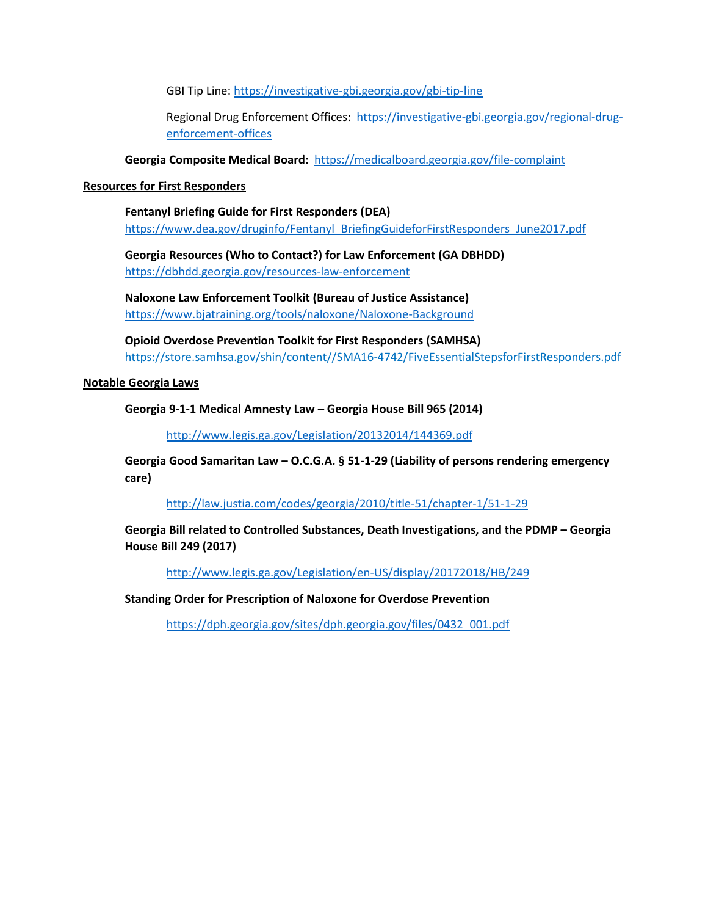GBI Tip Line: https://investigative-gbi.georgia.gov/gbi-tip-line

Regional Drug Enforcement Offices: https://investigative-gbi.georgia.gov/regional-drug-enforcement-offices

**Georgia Composite Medical Board:** https://medicalboard.georgia.gov/file-complaint

## Resources for First Responders

**Fentanyl Briefing Guide for First Responders (DEA)**
https://www.dea.gov/druginfo/Fentanyl_BriefingGuideforFirstResponders_June2017.pdf

**Georgia Resources (Who to Contact?) for Law Enforcement (GA DBHDD)**
https://dbhdd.georgia.gov/resources-law-enforcement

**Naloxone Law Enforcement Toolkit (Bureau of Justice Assistance)**
https://www.bjatraining.org/tools/naloxone/Naloxone-Background

**Opioid Overdose Prevention Toolkit for First Responders (SAMHSA)**
https://store.samhsa.gov/shin/content//SMA16-4742/FiveEssentialStepsforFirstResponders.pdf

## Notable Georgia Laws

**Georgia 9-1-1 Medical Amnesty Law – Georgia House Bill 965 (2014)**

http://www.legis.ga.gov/Legislation/20132014/144369.pdf

**Georgia Good Samaritan Law – O.C.G.A. § 51-1-29 (Liability of persons rendering emergency care)**

http://law.justia.com/codes/georgia/2010/title-51/chapter-1/51-1-29

**Georgia Bill related to Controlled Substances, Death Investigations, and the PDMP – Georgia House Bill 249 (2017)**

http://www.legis.ga.gov/Legislation/en-US/display/20172018/HB/249

**Standing Order for Prescription of Naloxone for Overdose Prevention**

https://dph.georgia.gov/sites/dph.georgia.gov/files/0432_001.pdf